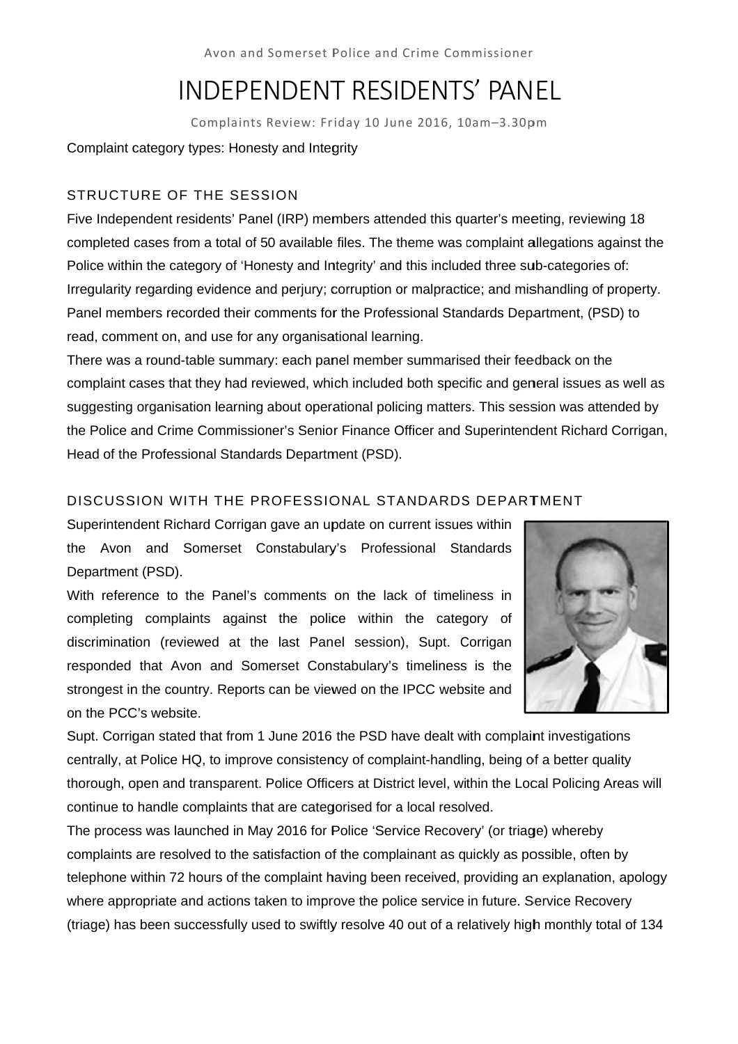Avon and Somerset Police and Crime Commissioner

# INDEPENDENT RESIDENTS' PANEL

Complaints Review: Friday 10 June 2016, 10am–3.30pm

Complaint category types: Honesty and Integrity

## STRUCTURE OF THE SESSION

Five Independent residents' Panel (IRP) members attended this quarter's meeting, reviewing 18 completed cases from a total of 50 available files. The theme was complaint allegations against the Police within the category of 'Honesty and Integrity' and this included three sub-categories of: Irregularity regarding evidence and perjury; corruption or malpractice; and mishandling of property. Panel members recorded their comments for the Professional Standards Department, (PSD) to read, comment on, and use for any organisational learning.

There was a round-table summary: each panel member summarised their feedback on the complaint cases that they had reviewed, which included both specific and general issues as well as suggesting organisation learning about operational policing matters. This session was attended by the Police and Crime Commissioner's Senior Finance Officer and Superintendent Richard Corrigan, Head of the Professional Standards Department (PSD).

## DISCUSSION WITH THE PROFESSIONAL STANDARDS DEPARTMENT

Superintendent Richard Corrigan gave an update on current issues within the Avon and Somerset Constabulary's Professional Standards Department (PSD).

With reference to the Panel's comments on the lack of timeliness in completing complaints against the police within the category of discrimination (reviewed at the last Panel session), Supt. Corrigan responded that Avon and Somerset Constabulary's timeliness is the strongest in the country. Reports can be viewed on the IPCC website and on the PCC's website.

Supt. Corrigan stated that from 1 June 2016 the PSD have dealt with complaint investigations centrally, at Police HQ, to improve consistency of complaint-handling, being of a better quality thorough, open and transparent. Police Officers at District level, within the Local Policing Areas will continue to handle complaints that are categorised for a local resolved.

The process was launched in May 2016 for Police 'Service Recovery' (or triage) whereby complaints are resolved to the satisfaction of the complainant as quickly as possible, often by telephone within 72 hours of the complaint having been received, providing an explanation, apology where appropriate and actions taken to improve the police service in future. Service Recovery (triage) has been successfully used to swiftly resolve 40 out of a relatively high monthly total of 134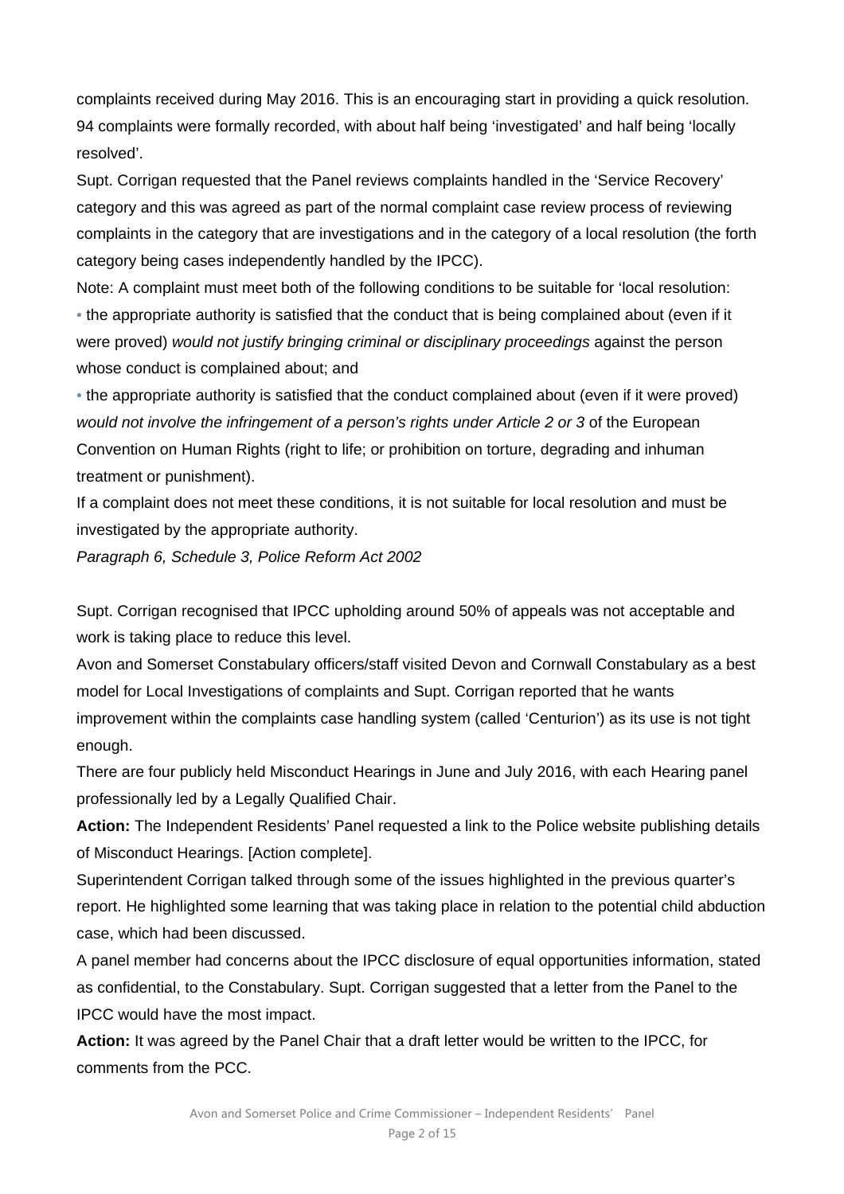complaints received during May 2016. This is an encouraging start in providing a quick resolution. 94 complaints were formally recorded, with about half being 'investigated' and half being 'locally resolved'.

Supt. Corrigan requested that the Panel reviews complaints handled in the 'Service Recovery' category and this was agreed as part of the normal complaint case review process of reviewing complaints in the category that are investigations and in the category of a local resolution (the forth category being cases independently handled by the IPCC).

Note: A complaint must meet both of the following conditions to be suitable for 'local resolution:

- the appropriate authority is satisfied that the conduct that is being complained about (even if it were proved) *would not justify bringing criminal or disciplinary proceedings* against the person whose conduct is complained about; and
- the appropriate authority is satisfied that the conduct complained about (even if it were proved) *would not involve the infringement of a person's rights under Article 2 or 3* of the European Convention on Human Rights (right to life; or prohibition on torture, degrading and inhuman treatment or punishment).

If a complaint does not meet these conditions, it is not suitable for local resolution and must be investigated by the appropriate authority.

*Paragraph 6, Schedule 3, Police Reform Act 2002*

Supt. Corrigan recognised that IPCC upholding around 50% of appeals was not acceptable and work is taking place to reduce this level.

Avon and Somerset Constabulary officers/staff visited Devon and Cornwall Constabulary as a best model for Local Investigations of complaints and Supt. Corrigan reported that he wants improvement within the complaints case handling system (called 'Centurion') as its use is not tight enough.

There are four publicly held Misconduct Hearings in June and July 2016, with each Hearing panel professionally led by a Legally Qualified Chair.

**Action:** The Independent Residents' Panel requested a link to the Police website publishing details of Misconduct Hearings. [Action complete].

Superintendent Corrigan talked through some of the issues highlighted in the previous quarter's report. He highlighted some learning that was taking place in relation to the potential child abduction case, which had been discussed.

A panel member had concerns about the IPCC disclosure of equal opportunities information, stated as confidential, to the Constabulary. Supt. Corrigan suggested that a letter from the Panel to the IPCC would have the most impact.

**Action:** It was agreed by the Panel Chair that a draft letter would be written to the IPCC, for comments from the PCC.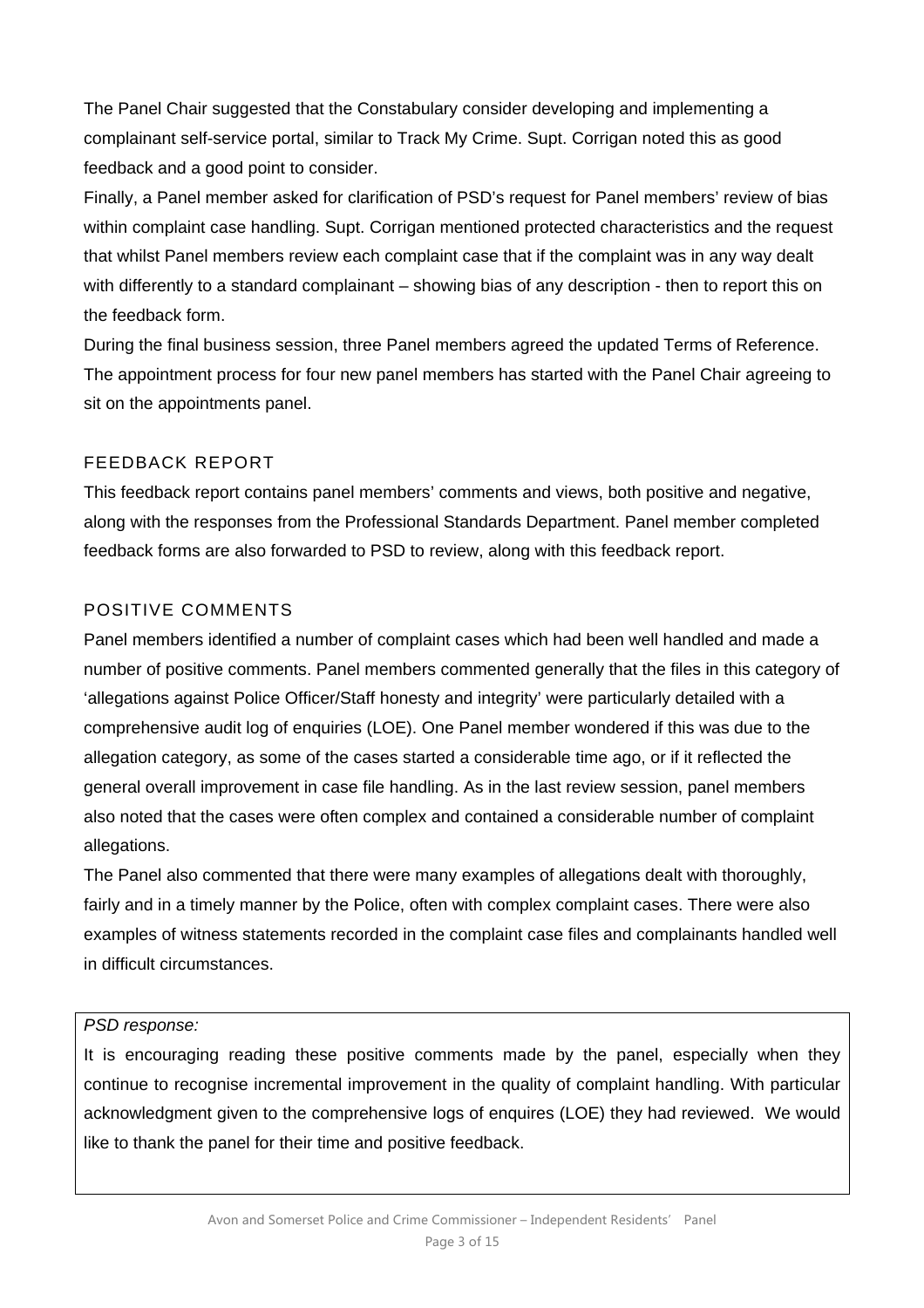The Panel Chair suggested that the Constabulary consider developing and implementing a complainant self-service portal, similar to Track My Crime. Supt. Corrigan noted this as good feedback and a good point to consider.

Finally, a Panel member asked for clarification of PSD's request for Panel members' review of bias within complaint case handling. Supt. Corrigan mentioned protected characteristics and the request that whilst Panel members review each complaint case that if the complaint was in any way dealt with differently to a standard complainant – showing bias of any description - then to report this on the feedback form.

During the final business session, three Panel members agreed the updated Terms of Reference. The appointment process for four new panel members has started with the Panel Chair agreeing to sit on the appointments panel.

## FEEDBACK REPORT

This feedback report contains panel members' comments and views, both positive and negative, along with the responses from the Professional Standards Department. Panel member completed feedback forms are also forwarded to PSD to review, along with this feedback report.

## POSITIVE COMMENTS

Panel members identified a number of complaint cases which had been well handled and made a number of positive comments. Panel members commented generally that the files in this category of 'allegations against Police Officer/Staff honesty and integrity' were particularly detailed with a comprehensive audit log of enquiries (LOE). One Panel member wondered if this was due to the allegation category, as some of the cases started a considerable time ago, or if it reflected the general overall improvement in case file handling. As in the last review session, panel members also noted that the cases were often complex and contained a considerable number of complaint allegations.

The Panel also commented that there were many examples of allegations dealt with thoroughly, fairly and in a timely manner by the Police, often with complex complaint cases. There were also examples of witness statements recorded in the complaint case files and complainants handled well in difficult circumstances.

*PSD response:*

It is encouraging reading these positive comments made by the panel, especially when they continue to recognise incremental improvement in the quality of complaint handling. With particular acknowledgment given to the comprehensive logs of enquires (LOE) they had reviewed. We would like to thank the panel for their time and positive feedback.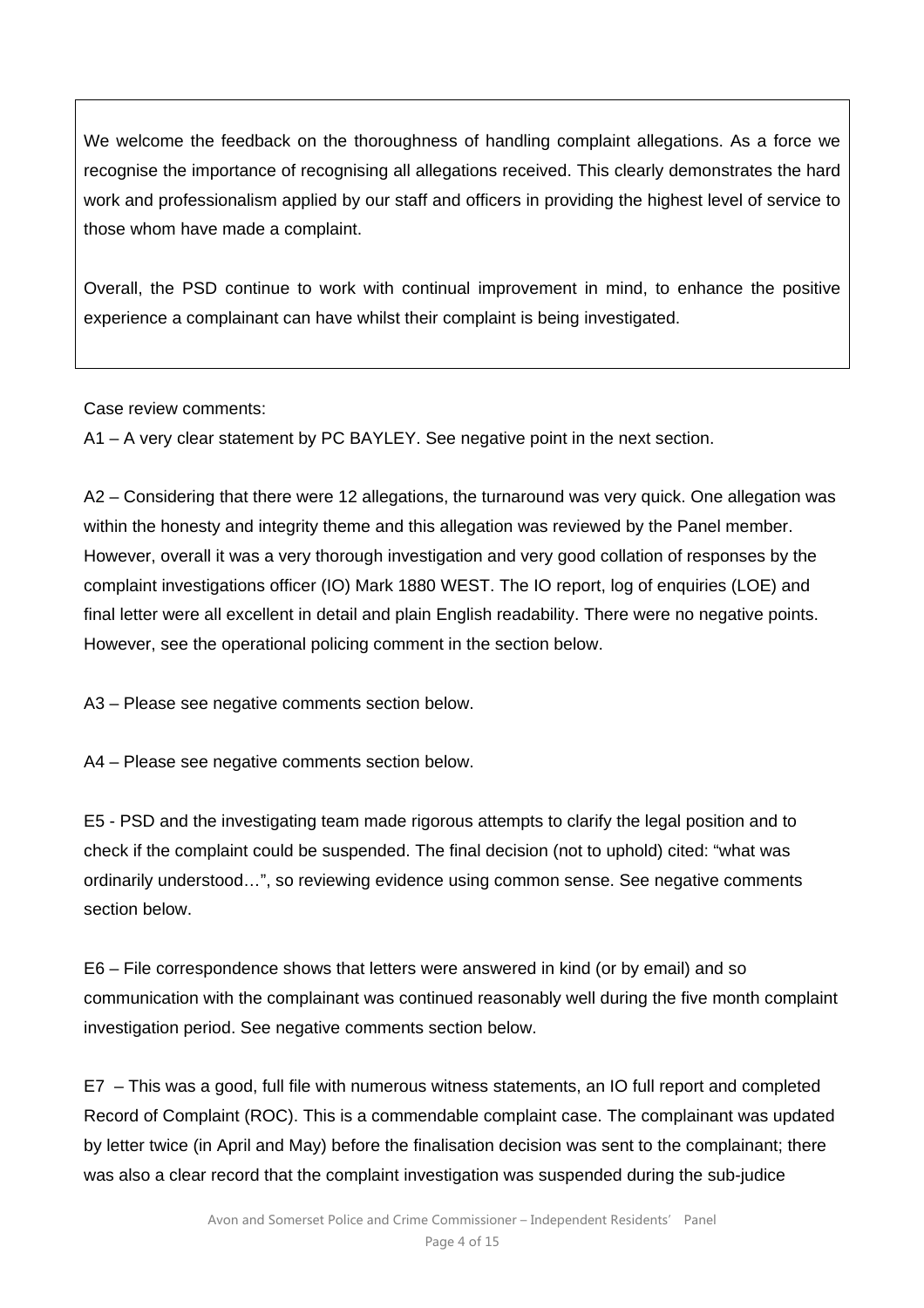> We welcome the feedback on the thoroughness of handling complaint allegations. As a force we recognise the importance of recognising all allegations received. This clearly demonstrates the hard work and professionalism applied by our staff and officers in providing the highest level of service to those whom have made a complaint.
>
> Overall, the PSD continue to work with continual improvement in mind, to enhance the positive experience a complainant can have whilst their complaint is being investigated.

Case review comments:

A1 – A very clear statement by PC BAYLEY. See negative point in the next section.

A2 – Considering that there were 12 allegations, the turnaround was very quick. One allegation was within the honesty and integrity theme and this allegation was reviewed by the Panel member. However, overall it was a very thorough investigation and very good collation of responses by the complaint investigations officer (IO) Mark 1880 WEST. The IO report, log of enquiries (LOE) and final letter were all excellent in detail and plain English readability. There were no negative points. However, see the operational policing comment in the section below.

A3 – Please see negative comments section below.

A4 – Please see negative comments section below.

E5 - PSD and the investigating team made rigorous attempts to clarify the legal position and to check if the complaint could be suspended. The final decision (not to uphold) cited: "what was ordinarily understood…", so reviewing evidence using common sense. See negative comments section below.

E6 – File correspondence shows that letters were answered in kind (or by email) and so communication with the complainant was continued reasonably well during the five month complaint investigation period. See negative comments section below.

E7 – This was a good, full file with numerous witness statements, an IO full report and completed Record of Complaint (ROC). This is a commendable complaint case. The complainant was updated by letter twice (in April and May) before the finalisation decision was sent to the complainant; there was also a clear record that the complaint investigation was suspended during the sub-judice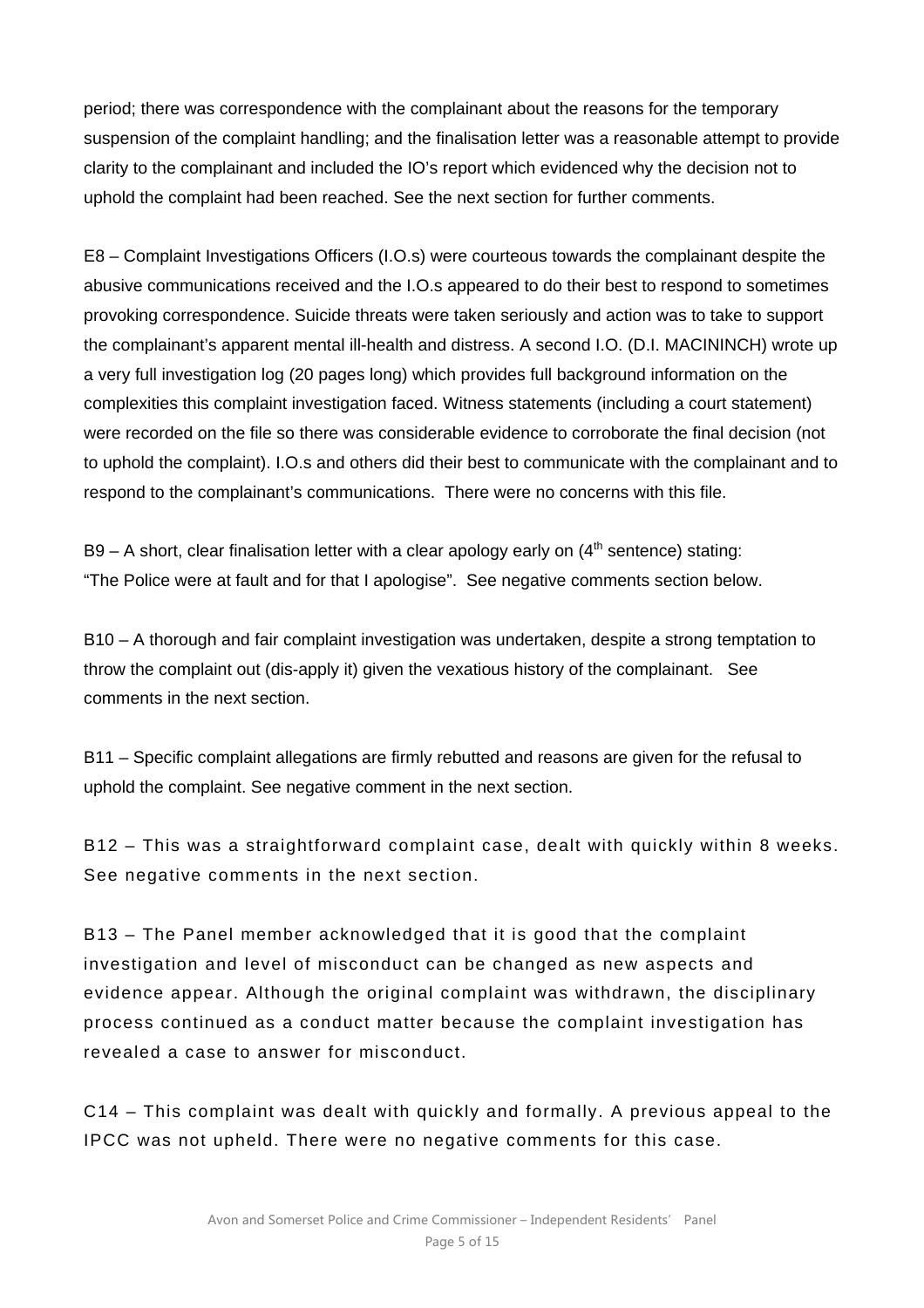period; there was correspondence with the complainant about the reasons for the temporary suspension of the complaint handling; and the finalisation letter was a reasonable attempt to provide clarity to the complainant and included the IO's report which evidenced why the decision not to uphold the complaint had been reached. See the next section for further comments.

E8 – Complaint Investigations Officers (I.O.s) were courteous towards the complainant despite the abusive communications received and the I.O.s appeared to do their best to respond to sometimes provoking correspondence. Suicide threats were taken seriously and action was to take to support the complainant's apparent mental ill-health and distress. A second I.O. (D.I. MACININCH) wrote up a very full investigation log (20 pages long) which provides full background information on the complexities this complaint investigation faced. Witness statements (including a court statement) were recorded on the file so there was considerable evidence to corroborate the final decision (not to uphold the complaint). I.O.s and others did their best to communicate with the complainant and to respond to the complainant's communications. There were no concerns with this file.

B9 – A short, clear finalisation letter with a clear apology early on (4th sentence) stating: "The Police were at fault and for that I apologise". See negative comments section below.

B10 – A thorough and fair complaint investigation was undertaken, despite a strong temptation to throw the complaint out (dis-apply it) given the vexatious history of the complainant. See comments in the next section.

B11 – Specific complaint allegations are firmly rebutted and reasons are given for the refusal to uphold the complaint. See negative comment in the next section.

B12 – This was a straightforward complaint case, dealt with quickly within 8 weeks. See negative comments in the next section.

B13 – The Panel member acknowledged that it is good that the complaint investigation and level of misconduct can be changed as new aspects and evidence appear. Although the original complaint was withdrawn, the disciplinary process continued as a conduct matter because the complaint investigation has revealed a case to answer for misconduct.

C14 – This complaint was dealt with quickly and formally. A previous appeal to the IPCC was not upheld. There were no negative comments for this case.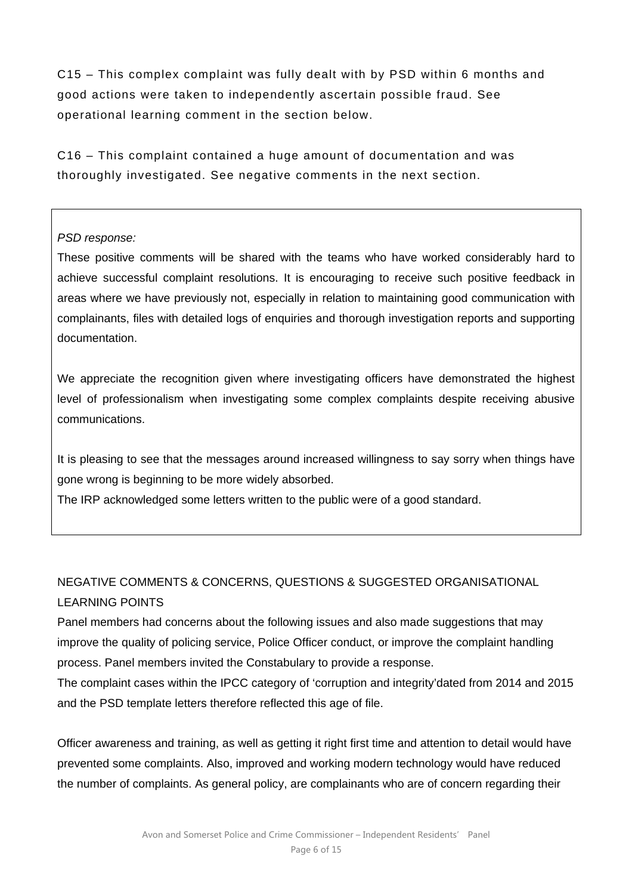C15 – This complex complaint was fully dealt with by PSD within 6 months and good actions were taken to independently ascertain possible fraud. See operational learning comment in the section below.

C16 – This complaint contained a huge amount of documentation and was thoroughly investigated. See negative comments in the next section.

> *PSD response:*
>
> These positive comments will be shared with the teams who have worked considerably hard to achieve successful complaint resolutions. It is encouraging to receive such positive feedback in areas where we have previously not, especially in relation to maintaining good communication with complainants, files with detailed logs of enquiries and thorough investigation reports and supporting documentation.
>
> We appreciate the recognition given where investigating officers have demonstrated the highest level of professionalism when investigating some complex complaints despite receiving abusive communications.
>
> It is pleasing to see that the messages around increased willingness to say sorry when things have gone wrong is beginning to be more widely absorbed.
>
> The IRP acknowledged some letters written to the public were of a good standard.

NEGATIVE COMMENTS & CONCERNS, QUESTIONS & SUGGESTED ORGANISATIONAL LEARNING POINTS

Panel members had concerns about the following issues and also made suggestions that may improve the quality of policing service, Police Officer conduct, or improve the complaint handling process. Panel members invited the Constabulary to provide a response.

The complaint cases within the IPCC category of 'corruption and integrity'dated from 2014 and 2015 and the PSD template letters therefore reflected this age of file.

Officer awareness and training, as well as getting it right first time and attention to detail would have prevented some complaints. Also, improved and working modern technology would have reduced the number of complaints. As general policy, are complainants who are of concern regarding their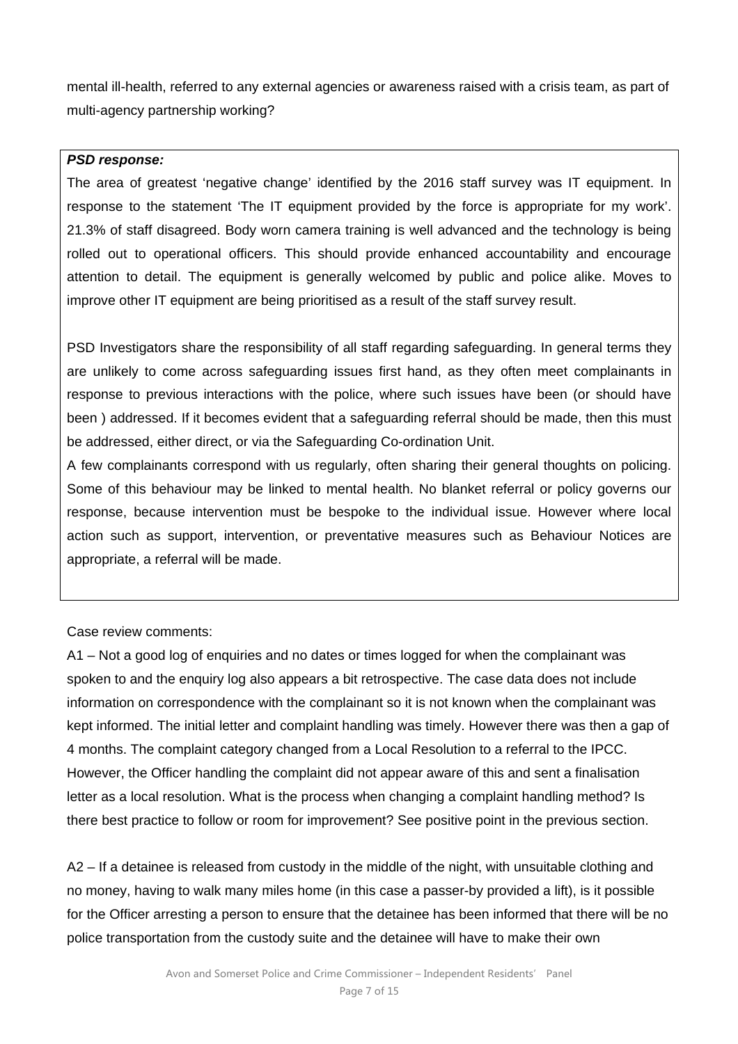mental ill-health, referred to any external agencies or awareness raised with a crisis team, as part of multi-agency partnership working?

***PSD response:***

The area of greatest 'negative change' identified by the 2016 staff survey was IT equipment. In response to the statement 'The IT equipment provided by the force is appropriate for my work'. 21.3% of staff disagreed. Body worn camera training is well advanced and the technology is being rolled out to operational officers. This should provide enhanced accountability and encourage attention to detail. The equipment is generally welcomed by public and police alike. Moves to improve other IT equipment are being prioritised as a result of the staff survey result.

PSD Investigators share the responsibility of all staff regarding safeguarding. In general terms they are unlikely to come across safeguarding issues first hand, as they often meet complainants in response to previous interactions with the police, where such issues have been (or should have been ) addressed. If it becomes evident that a safeguarding referral should be made, then this must be addressed, either direct, or via the Safeguarding Co-ordination Unit.

A few complainants correspond with us regularly, often sharing their general thoughts on policing. Some of this behaviour may be linked to mental health. No blanket referral or policy governs our response, because intervention must be bespoke to the individual issue. However where local action such as support, intervention, or preventative measures such as Behaviour Notices are appropriate, a referral will be made.

Case review comments:

A1 – Not a good log of enquiries and no dates or times logged for when the complainant was spoken to and the enquiry log also appears a bit retrospective. The case data does not include information on correspondence with the complainant so it is not known when the complainant was kept informed. The initial letter and complaint handling was timely. However there was then a gap of 4 months. The complaint category changed from a Local Resolution to a referral to the IPCC. However, the Officer handling the complaint did not appear aware of this and sent a finalisation letter as a local resolution. What is the process when changing a complaint handling method? Is there best practice to follow or room for improvement? See positive point in the previous section.

A2 – If a detainee is released from custody in the middle of the night, with unsuitable clothing and no money, having to walk many miles home (in this case a passer-by provided a lift), is it possible for the Officer arresting a person to ensure that the detainee has been informed that there will be no police transportation from the custody suite and the detainee will have to make their own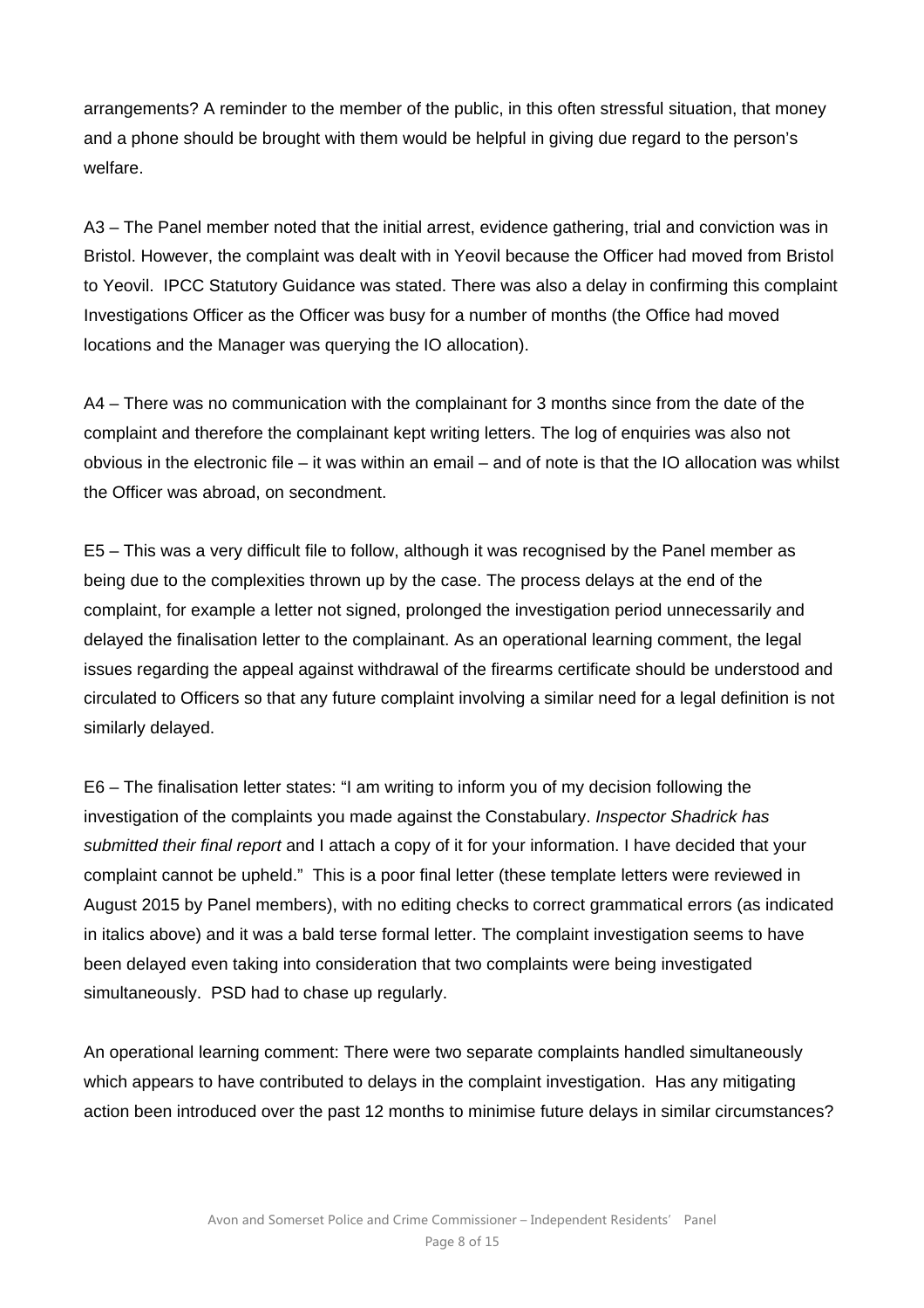arrangements? A reminder to the member of the public, in this often stressful situation, that money and a phone should be brought with them would be helpful in giving due regard to the person's welfare.

A3 – The Panel member noted that the initial arrest, evidence gathering, trial and conviction was in Bristol. However, the complaint was dealt with in Yeovil because the Officer had moved from Bristol to Yeovil. IPCC Statutory Guidance was stated. There was also a delay in confirming this complaint Investigations Officer as the Officer was busy for a number of months (the Office had moved locations and the Manager was querying the IO allocation).

A4 – There was no communication with the complainant for 3 months since from the date of the complaint and therefore the complainant kept writing letters. The log of enquiries was also not obvious in the electronic file – it was within an email – and of note is that the IO allocation was whilst the Officer was abroad, on secondment.

E5 – This was a very difficult file to follow, although it was recognised by the Panel member as being due to the complexities thrown up by the case. The process delays at the end of the complaint, for example a letter not signed, prolonged the investigation period unnecessarily and delayed the finalisation letter to the complainant. As an operational learning comment, the legal issues regarding the appeal against withdrawal of the firearms certificate should be understood and circulated to Officers so that any future complaint involving a similar need for a legal definition is not similarly delayed.

E6 – The finalisation letter states: "I am writing to inform you of my decision following the investigation of the complaints you made against the Constabulary. *Inspector Shadrick has submitted their final report* and I attach a copy of it for your information. I have decided that your complaint cannot be upheld." This is a poor final letter (these template letters were reviewed in August 2015 by Panel members), with no editing checks to correct grammatical errors (as indicated in italics above) and it was a bald terse formal letter. The complaint investigation seems to have been delayed even taking into consideration that two complaints were being investigated simultaneously. PSD had to chase up regularly.

An operational learning comment: There were two separate complaints handled simultaneously which appears to have contributed to delays in the complaint investigation. Has any mitigating action been introduced over the past 12 months to minimise future delays in similar circumstances?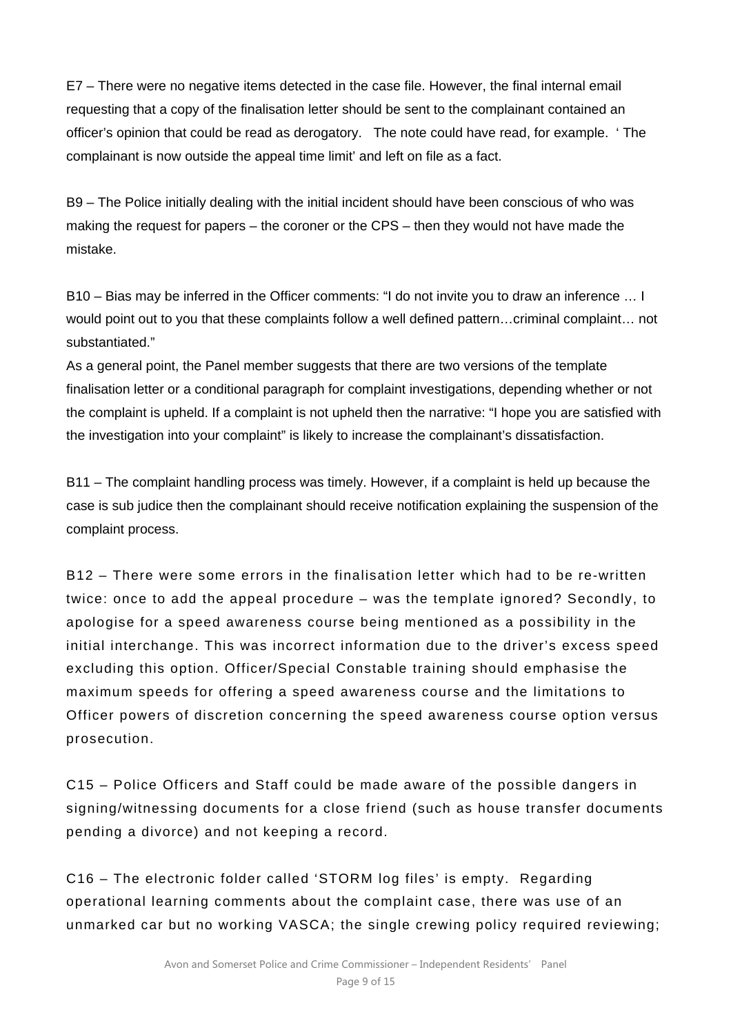E7 – There were no negative items detected in the case file. However, the final internal email requesting that a copy of the finalisation letter should be sent to the complainant contained an officer's opinion that could be read as derogatory. The note could have read, for example. ' The complainant is now outside the appeal time limit' and left on file as a fact.

B9 – The Police initially dealing with the initial incident should have been conscious of who was making the request for papers – the coroner or the CPS – then they would not have made the mistake.

B10 – Bias may be inferred in the Officer comments: "I do not invite you to draw an inference … I would point out to you that these complaints follow a well defined pattern…criminal complaint… not substantiated."
As a general point, the Panel member suggests that there are two versions of the template finalisation letter or a conditional paragraph for complaint investigations, depending whether or not the complaint is upheld. If a complaint is not upheld then the narrative: "I hope you are satisfied with the investigation into your complaint" is likely to increase the complainant's dissatisfaction.

B11 – The complaint handling process was timely. However, if a complaint is held up because the case is sub judice then the complainant should receive notification explaining the suspension of the complaint process.

B12 – There were some errors in the finalisation letter which had to be re-written twice: once to add the appeal procedure – was the template ignored? Secondly, to apologise for a speed awareness course being mentioned as a possibility in the initial interchange. This was incorrect information due to the driver's excess speed excluding this option. Officer/Special Constable training should emphasise the maximum speeds for offering a speed awareness course and the limitations to Officer powers of discretion concerning the speed awareness course option versus prosecution.

C15 – Police Officers and Staff could be made aware of the possible dangers in signing/witnessing documents for a close friend (such as house transfer documents pending a divorce) and not keeping a record.

C16 – The electronic folder called 'STORM log files' is empty. Regarding operational learning comments about the complaint case, there was use of an unmarked car but no working VASCA; the single crewing policy required reviewing;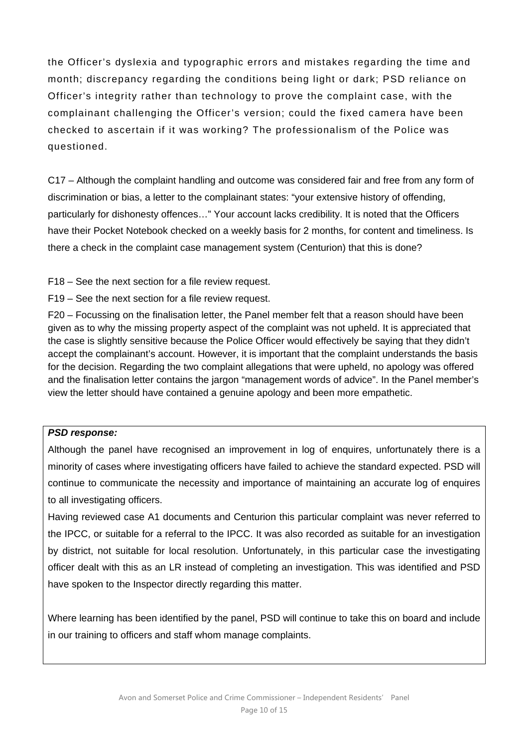the Officer's dyslexia and typographic errors and mistakes regarding the time and month; discrepancy regarding the conditions being light or dark; PSD reliance on Officer's integrity rather than technology to prove the complaint case, with the complainant challenging the Officer's version; could the fixed camera have been checked to ascertain if it was working? The professionalism of the Police was questioned.

C17 – Although the complaint handling and outcome was considered fair and free from any form of discrimination or bias, a letter to the complainant states: "your extensive history of offending, particularly for dishonesty offences…" Your account lacks credibility. It is noted that the Officers have their Pocket Notebook checked on a weekly basis for 2 months, for content and timeliness. Is there a check in the complaint case management system (Centurion) that this is done?

F18 – See the next section for a file review request.

F19 – See the next section for a file review request.

F20 – Focussing on the finalisation letter, the Panel member felt that a reason should have been given as to why the missing property aspect of the complaint was not upheld. It is appreciated that the case is slightly sensitive because the Police Officer would effectively be saying that they didn't accept the complainant's account. However, it is important that the complaint understands the basis for the decision. Regarding the two complaint allegations that were upheld, no apology was offered and the finalisation letter contains the jargon "management words of advice". In the Panel member's view the letter should have contained a genuine apology and been more empathetic.

***PSD response:***

Although the panel have recognised an improvement in log of enquires, unfortunately there is a minority of cases where investigating officers have failed to achieve the standard expected. PSD will continue to communicate the necessity and importance of maintaining an accurate log of enquires to all investigating officers.

Having reviewed case A1 documents and Centurion this particular complaint was never referred to the IPCC, or suitable for a referral to the IPCC. It was also recorded as suitable for an investigation by district, not suitable for local resolution. Unfortunately, in this particular case the investigating officer dealt with this as an LR instead of completing an investigation. This was identified and PSD have spoken to the Inspector directly regarding this matter.

Where learning has been identified by the panel, PSD will continue to take this on board and include in our training to officers and staff whom manage complaints.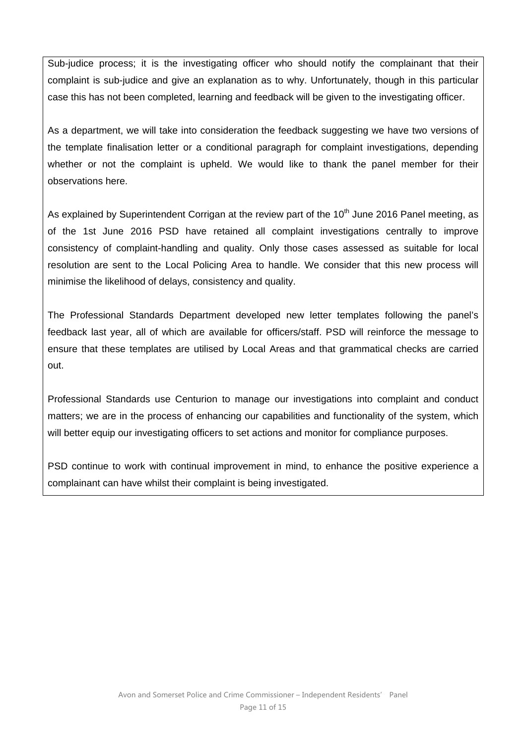Sub-judice process; it is the investigating officer who should notify the complainant that their complaint is sub-judice and give an explanation as to why. Unfortunately, though in this particular case this has not been completed, learning and feedback will be given to the investigating officer.

As a department, we will take into consideration the feedback suggesting we have two versions of the template finalisation letter or a conditional paragraph for complaint investigations, depending whether or not the complaint is upheld. We would like to thank the panel member for their observations here.

As explained by Superintendent Corrigan at the review part of the 10th June 2016 Panel meeting, as of the 1st June 2016 PSD have retained all complaint investigations centrally to improve consistency of complaint-handling and quality. Only those cases assessed as suitable for local resolution are sent to the Local Policing Area to handle. We consider that this new process will minimise the likelihood of delays, consistency and quality.

The Professional Standards Department developed new letter templates following the panel's feedback last year, all of which are available for officers/staff. PSD will reinforce the message to ensure that these templates are utilised by Local Areas and that grammatical checks are carried out.

Professional Standards use Centurion to manage our investigations into complaint and conduct matters; we are in the process of enhancing our capabilities and functionality of the system, which will better equip our investigating officers to set actions and monitor for compliance purposes.

PSD continue to work with continual improvement in mind, to enhance the positive experience a complainant can have whilst their complaint is being investigated.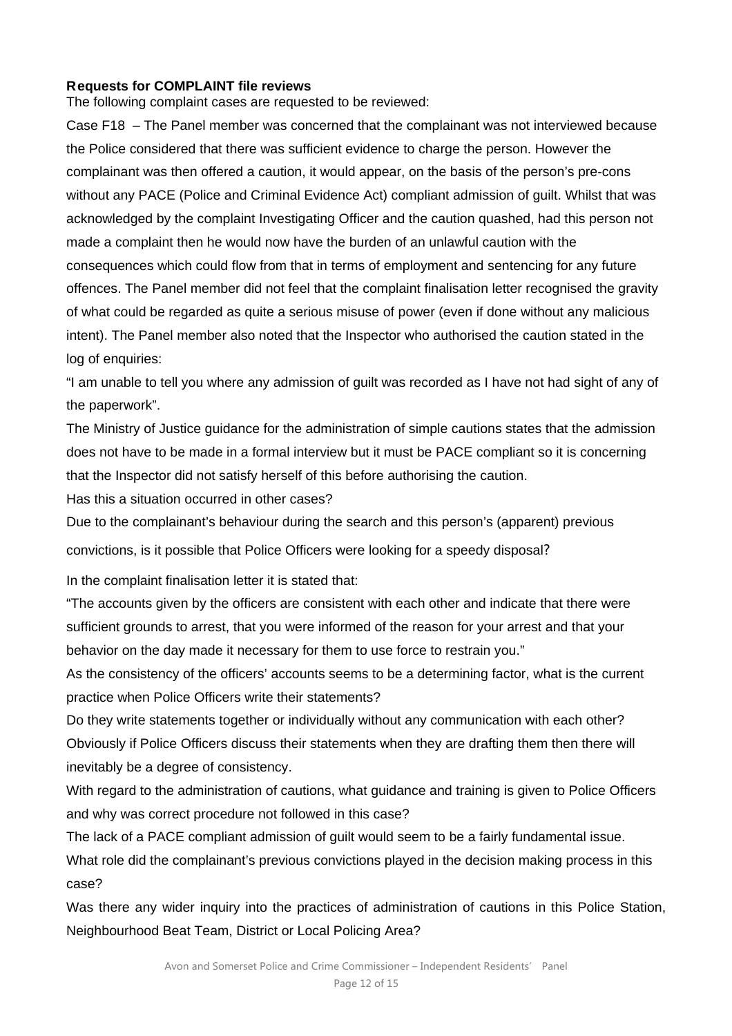**Requests for COMPLAINT file reviews**

The following complaint cases are requested to be reviewed:

Case F18 – The Panel member was concerned that the complainant was not interviewed because the Police considered that there was sufficient evidence to charge the person. However the complainant was then offered a caution, it would appear, on the basis of the person's pre-cons without any PACE (Police and Criminal Evidence Act) compliant admission of guilt. Whilst that was acknowledged by the complaint Investigating Officer and the caution quashed, had this person not made a complaint then he would now have the burden of an unlawful caution with the consequences which could flow from that in terms of employment and sentencing for any future offences. The Panel member did not feel that the complaint finalisation letter recognised the gravity of what could be regarded as quite a serious misuse of power (even if done without any malicious intent). The Panel member also noted that the Inspector who authorised the caution stated in the log of enquiries:

"I am unable to tell you where any admission of guilt was recorded as I have not had sight of any of the paperwork".

The Ministry of Justice guidance for the administration of simple cautions states that the admission does not have to be made in a formal interview but it must be PACE compliant so it is concerning that the Inspector did not satisfy herself of this before authorising the caution.

Has this a situation occurred in other cases?

Due to the complainant's behaviour during the search and this person's (apparent) previous convictions, is it possible that Police Officers were looking for a speedy disposal?

In the complaint finalisation letter it is stated that:

"The accounts given by the officers are consistent with each other and indicate that there were sufficient grounds to arrest, that you were informed of the reason for your arrest and that your behavior on the day made it necessary for them to use force to restrain you."

As the consistency of the officers' accounts seems to be a determining factor, what is the current practice when Police Officers write their statements?

Do they write statements together or individually without any communication with each other? Obviously if Police Officers discuss their statements when they are drafting them then there will inevitably be a degree of consistency.

With regard to the administration of cautions, what guidance and training is given to Police Officers and why was correct procedure not followed in this case?

The lack of a PACE compliant admission of guilt would seem to be a fairly fundamental issue.

What role did the complainant's previous convictions played in the decision making process in this case?

Was there any wider inquiry into the practices of administration of cautions in this Police Station, Neighbourhood Beat Team, District or Local Policing Area?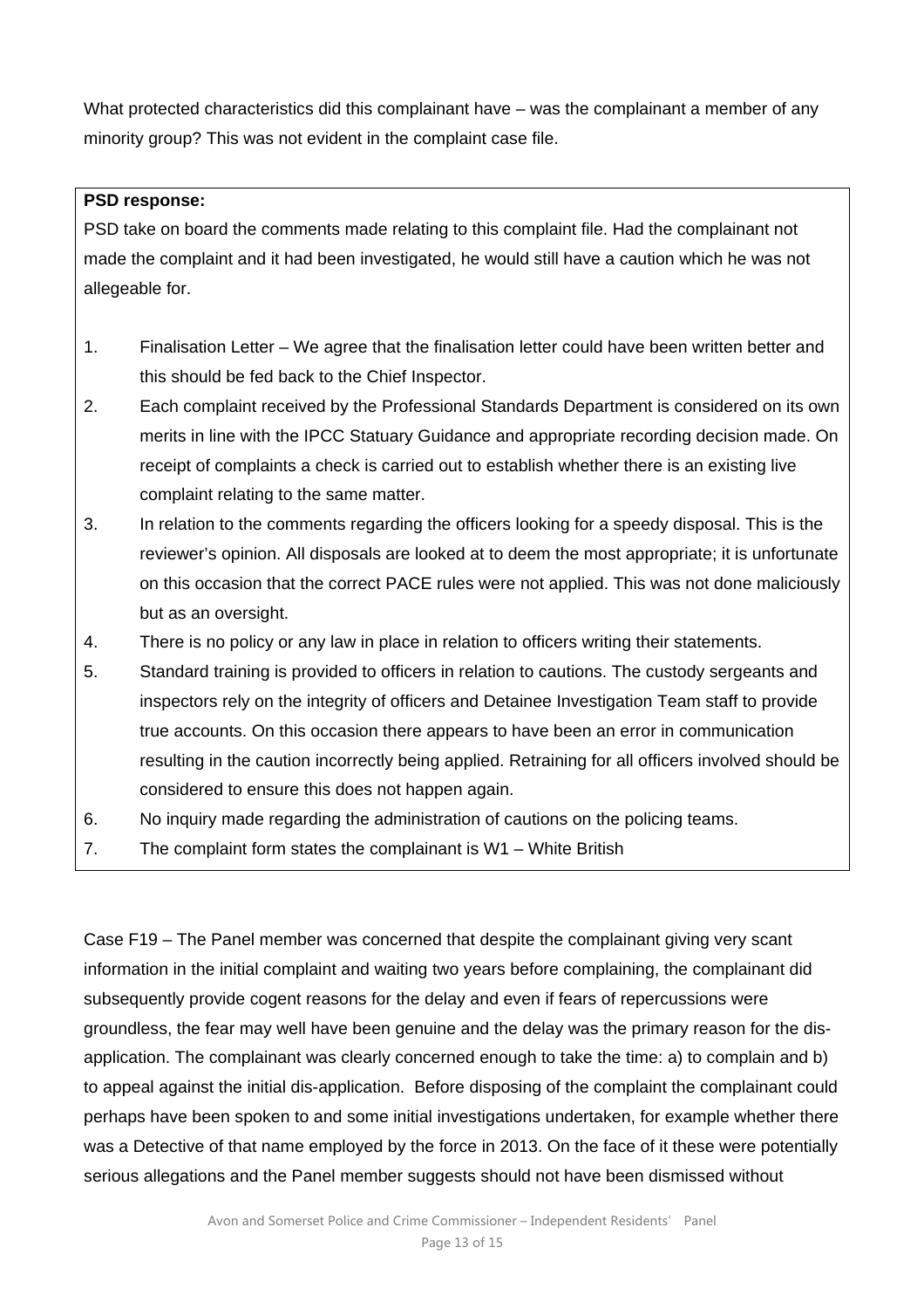What protected characteristics did this complainant have – was the complainant a member of any minority group? This was not evident in the complaint case file.

**PSD response:**

PSD take on board the comments made relating to this complaint file. Had the complainant not made the complaint and it had been investigated, he would still have a caution which he was not allegeable for.

1. Finalisation Letter – We agree that the finalisation letter could have been written better and this should be fed back to the Chief Inspector.
2. Each complaint received by the Professional Standards Department is considered on its own merits in line with the IPCC Statuary Guidance and appropriate recording decision made. On receipt of complaints a check is carried out to establish whether there is an existing live complaint relating to the same matter.
3. In relation to the comments regarding the officers looking for a speedy disposal. This is the reviewer's opinion. All disposals are looked at to deem the most appropriate; it is unfortunate on this occasion that the correct PACE rules were not applied. This was not done maliciously but as an oversight.
4. There is no policy or any law in place in relation to officers writing their statements.
5. Standard training is provided to officers in relation to cautions. The custody sergeants and inspectors rely on the integrity of officers and Detainee Investigation Team staff to provide true accounts. On this occasion there appears to have been an error in communication resulting in the caution incorrectly being applied. Retraining for all officers involved should be considered to ensure this does not happen again.
6. No inquiry made regarding the administration of cautions on the policing teams.
7. The complaint form states the complainant is W1 – White British

Case F19 – The Panel member was concerned that despite the complainant giving very scant information in the initial complaint and waiting two years before complaining, the complainant did subsequently provide cogent reasons for the delay and even if fears of repercussions were groundless, the fear may well have been genuine and the delay was the primary reason for the dis-application. The complainant was clearly concerned enough to take the time: a) to complain and b) to appeal against the initial dis-application. Before disposing of the complaint the complainant could perhaps have been spoken to and some initial investigations undertaken, for example whether there was a Detective of that name employed by the force in 2013. On the face of it these were potentially serious allegations and the Panel member suggests should not have been dismissed without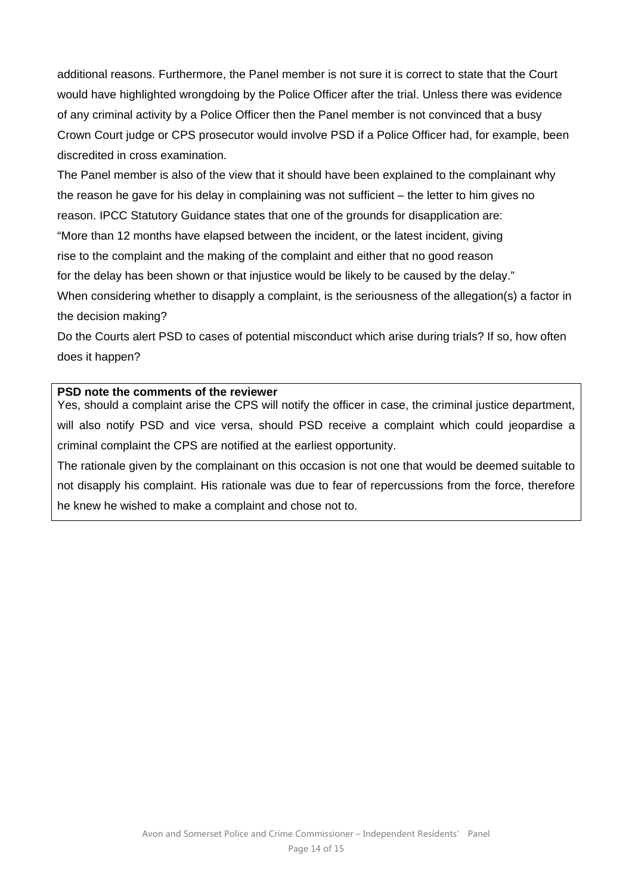additional reasons. Furthermore, the Panel member is not sure it is correct to state that the Court would have highlighted wrongdoing by the Police Officer after the trial. Unless there was evidence of any criminal activity by a Police Officer then the Panel member is not convinced that a busy Crown Court judge or CPS prosecutor would involve PSD if a Police Officer had, for example, been discredited in cross examination.

The Panel member is also of the view that it should have been explained to the complainant why the reason he gave for his delay in complaining was not sufficient – the letter to him gives no reason. IPCC Statutory Guidance states that one of the grounds for disapplication are:

“More than 12 months have elapsed between the incident, or the latest incident, giving rise to the complaint and the making of the complaint and either that no good reason for the delay has been shown or that injustice would be likely to be caused by the delay.”

When considering whether to disapply a complaint, is the seriousness of the allegation(s) a factor in the decision making?

Do the Courts alert PSD to cases of potential misconduct which arise during trials? If so, how often does it happen?

**PSD note the comments of the reviewer**

Yes, should a complaint arise the CPS will notify the officer in case, the criminal justice department, will also notify PSD and vice versa, should PSD receive a complaint which could jeopardise a criminal complaint the CPS are notified at the earliest opportunity.

The rationale given by the complainant on this occasion is not one that would be deemed suitable to not disapply his complaint. His rationale was due to fear of repercussions from the force, therefore he knew he wished to make a complaint and chose not to.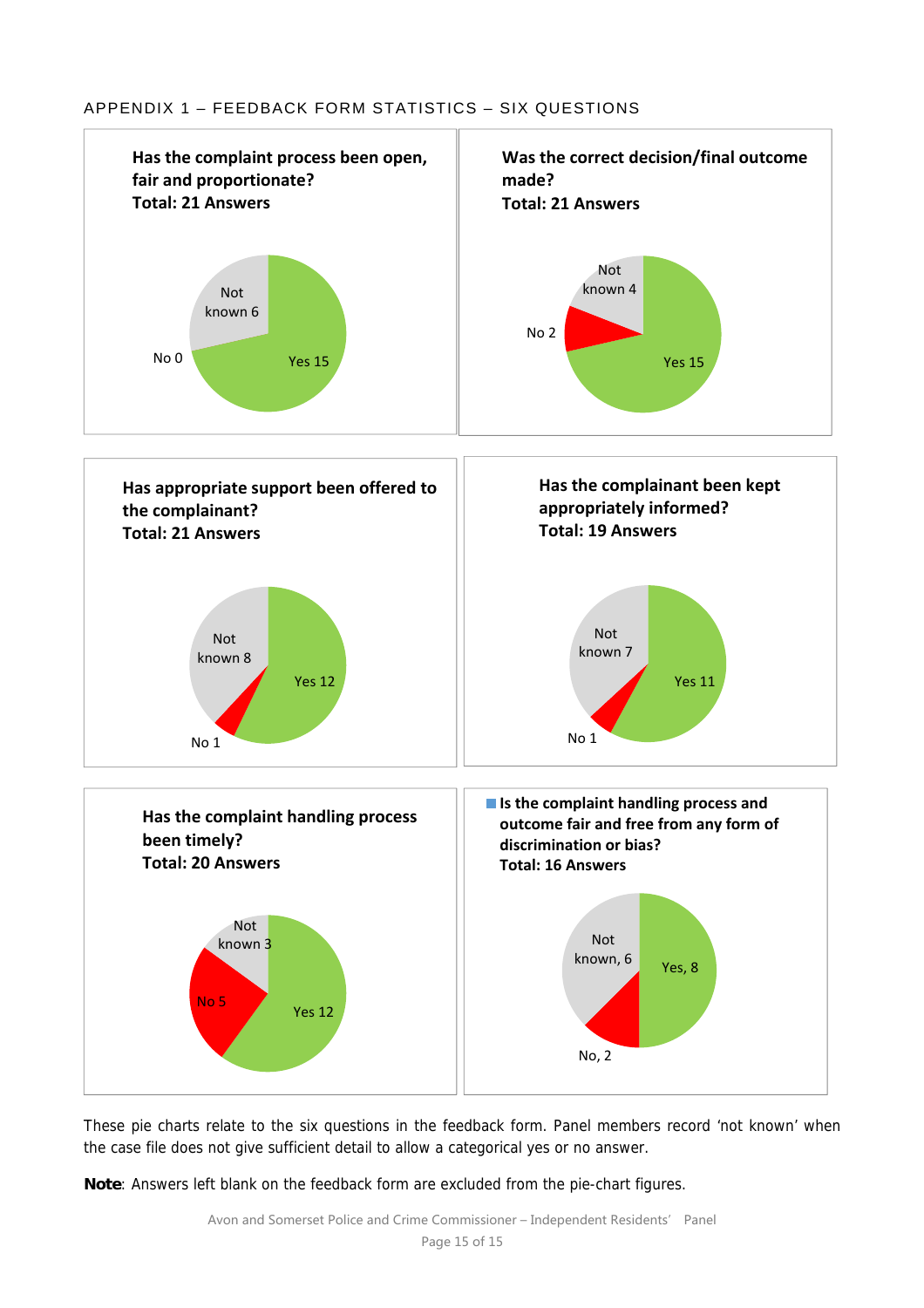## APPENDIX 1 – FEEDBACK FORM STATISTICS – SIX QUESTIONS

**Has the complaint process been open, fair and proportionate?**
**Total: 21 Answers**

Not known 6
No 0
Yes 15

**Was the correct decision/final outcome made?**
**Total: 21 Answers**

Not known 4
No 2
Yes 15

**Has appropriate support been offered to the complainant?**
**Total: 21 Answers**

Not known 8
Yes 12
No 1

**Has the complainant been kept appropriately informed?**
**Total: 19 Answers**

Not known 7
Yes 11
No 1

**Has the complaint handling process been timely?**
**Total: 20 Answers**

Not known 3
No 5
Yes 12

**Is the complaint handling process and outcome fair and free from any form of discrimination or bias?**
**Total: 16 Answers**

Not known, 6
Yes, 8
No, 2

These pie charts relate to the six questions in the feedback form. Panel members record 'not known' when the case file does not give sufficient detail to allow a categorical yes or no answer.

**Note**: Answers left blank on the feedback form are excluded from the pie-chart figures.